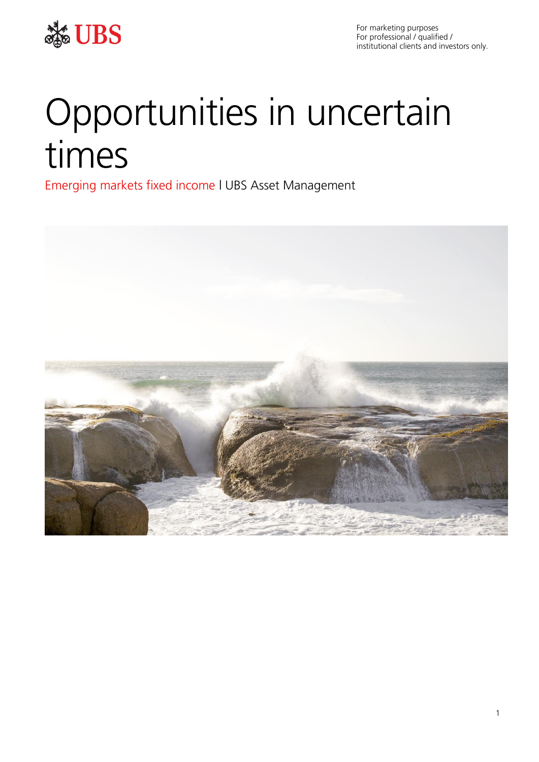For marketing purposes
For professional / qualified / institutional clients and investors only.

# Opportunities in uncertain times

Emerging markets fixed income | UBS Asset Management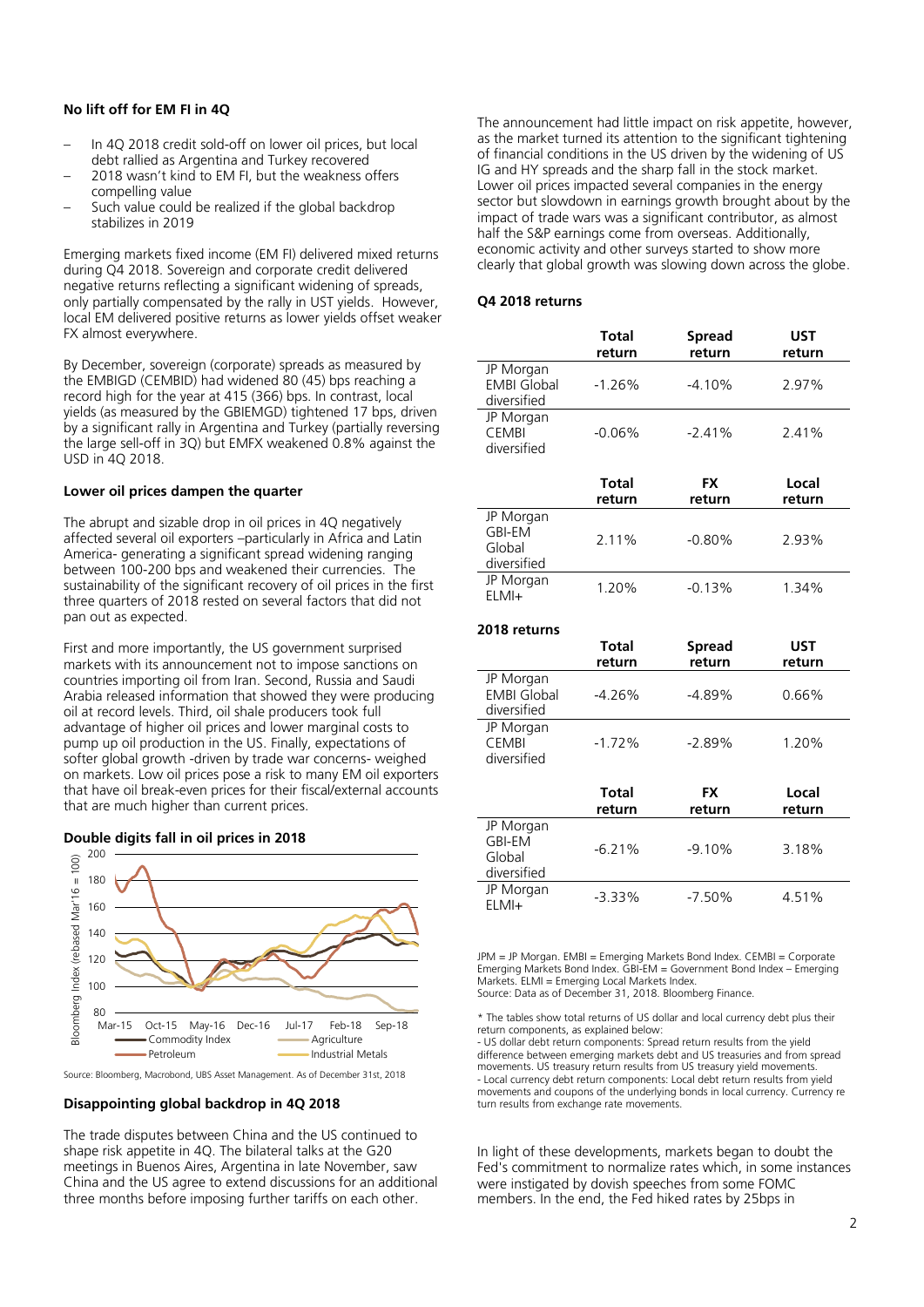### No lift off for EM FI in 4Q

- In 4Q 2018 credit sold-off on lower oil prices, but local debt rallied as Argentina and Turkey recovered
- 2018 wasn't kind to EM FI, but the weakness offers compelling value
- Such value could be realized if the global backdrop stabilizes in 2019

Emerging markets fixed income (EM FI) delivered mixed returns during Q4 2018. Sovereign and corporate credit delivered negative returns reflecting a significant widening of spreads, only partially compensated by the rally in UST yields. However, local EM delivered positive returns as lower yields offset weaker FX almost everywhere.

By December, sovereign (corporate) spreads as measured by the EMBIGD (CEMBID) had widened 80 (45) bps reaching a record high for the year at 415 (366) bps. In contrast, local yields (as measured by the GBIEMGD) tightened 17 bps, driven by a significant rally in Argentina and Turkey (partially reversing the large sell-off in 3Q) but EMFX weakened 0.8% against the USD in 4Q 2018.

### Lower oil prices dampen the quarter

The abrupt and sizable drop in oil prices in 4Q negatively affected several oil exporters –particularly in Africa and Latin America- generating a significant spread widening ranging between 100-200 bps and weakened their currencies. The sustainability of the significant recovery of oil prices in the first three quarters of 2018 rested on several factors that did not pan out as expected.

First and more importantly, the US government surprised markets with its announcement not to impose sanctions on countries importing oil from Iran. Second, Russia and Saudi Arabia released information that showed they were producing oil at record levels. Third, oil shale producers took full advantage of higher oil prices and lower marginal costs to pump up oil production in the US. Finally, expectations of softer global growth -driven by trade war concerns- weighed on markets. Low oil prices pose a risk to many EM oil exporters that have oil break-even prices for their fiscal/external accounts that are much higher than current prices.

**Double digits fall in oil prices in 2018**

Source: Bloomberg, Macrobond, UBS Asset Management. As of December 31st, 2018

### Disappointing global backdrop in 4Q 2018

The trade disputes between China and the US continued to shape risk appetite in 4Q. The bilateral talks at the G20 meetings in Buenos Aires, Argentina in late November, saw China and the US agree to extend discussions for an additional three months before imposing further tariffs on each other.

The announcement had little impact on risk appetite, however, as the market turned its attention to the significant tightening of financial conditions in the US driven by the widening of US IG and HY spreads and the sharp fall in the stock market. Lower oil prices impacted several companies in the energy sector but slowdown in earnings growth brought about by the impact of trade wars was a significant contributor, as almost half the S&P earnings come from overseas. Additionally, economic activity and other surveys started to show more clearly that global growth was slowing down across the globe.

**Q4 2018 returns**

| | Total return | Spread return | UST return |
|---|---|---|---|
| JP Morgan EMBI Global diversified | -1.26% | -4.10% | 2.97% |
| JP Morgan CEMBI diversified | -0.06% | -2.41% | 2.41% |

| | Total return | FX return | Local return |
|---|---|---|---|
| JP Morgan GBI-EM Global diversified | 2.11% | -0.80% | 2.93% |
| JP Morgan ELMI+ | 1.20% | -0.13% | 1.34% |

**2018 returns**

| | Total return | Spread return | UST return |
|---|---|---|---|
| JP Morgan EMBI Global diversified | -4.26% | -4.89% | 0.66% |
| JP Morgan CEMBI diversified | -1.72% | -2.89% | 1.20% |

| | Total return | FX return | Local return |
|---|---|---|---|
| JP Morgan GBI-EM Global diversified | -6.21% | -9.10% | 3.18% |
| JP Morgan ELMI+ | -3.33% | -7.50% | 4.51% |

JPM = JP Morgan. EMBI = Emerging Markets Bond Index. CEMBI = Corporate Emerging Markets Bond Index. GBI-EM = Government Bond Index – Emerging Markets. ELMI = Emerging Local Markets Index.
Source: Data as of December 31, 2018. Bloomberg Finance.

\* The tables show total returns of US dollar and local currency debt plus their return components, as explained below:
- US dollar debt return components: Spread return results from the yield difference between emerging markets debt and US treasuries and from spread movements. US treasury return results from US treasury yield movements.
- Local currency debt return components: Local debt return results from yield movements and coupons of the underlying bonds in local currency. Currency re turn results from exchange rate movements.

In light of these developments, markets began to doubt the Fed's commitment to normalize rates which, in some instances were instigated by dovish speeches from some FOMC members. In the end, the Fed hiked rates by 25bps in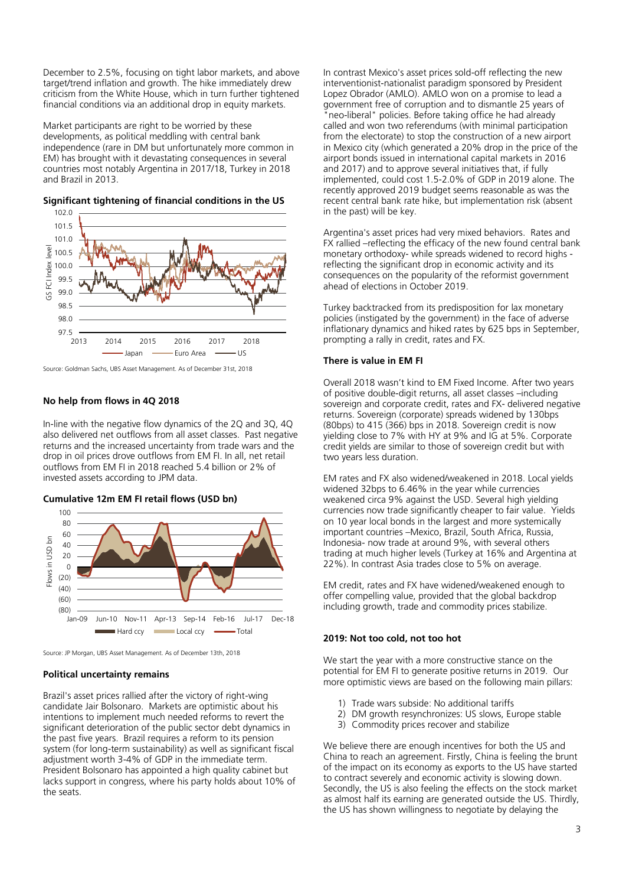December to 2.5%, focusing on tight labor markets, and above target/trend inflation and growth. The hike immediately drew criticism from the White House, which in turn further tightened financial conditions via an additional drop in equity markets.

Market participants are right to be worried by these developments, as political meddling with central bank independence (rare in DM but unfortunately more common in EM) has brought with it devastating consequences in several countries most notably Argentina in 2017/18, Turkey in 2018 and Brazil in 2013.

**Significant tightening of financial conditions in the US**

Source: Goldman Sachs, UBS Asset Management. As of December 31st, 2018

#### No help from flows in 4Q 2018

In-line with the negative flow dynamics of the 2Q and 3Q, 4Q also delivered net outflows from all asset classes. Past negative returns and the increased uncertainty from trade wars and the drop in oil prices drove outflows from EM FI. In all, net retail outflows from EM FI in 2018 reached 5.4 billion or 2% of invested assets according to JPM data.

**Cumulative 12m EM FI retail flows (USD bn)**

Source: JP Morgan, UBS Asset Management. As of December 13th, 2018

#### Political uncertainty remains

Brazil's asset prices rallied after the victory of right-wing candidate Jair Bolsonaro. Markets are optimistic about his intentions to implement much needed reforms to revert the significant deterioration of the public sector debt dynamics in the past five years. Brazil requires a reform to its pension system (for long-term sustainability) as well as significant fiscal adjustment worth 3-4% of GDP in the immediate term. President Bolsonaro has appointed a high quality cabinet but lacks support in congress, where his party holds about 10% of the seats.

In contrast Mexico's asset prices sold-off reflecting the new interventionist-nationalist paradigm sponsored by President Lopez Obrador (AMLO). AMLO won on a promise to lead a government free of corruption and to dismantle 25 years of "neo-liberal" policies. Before taking office he had already called and won two referendums (with minimal participation from the electorate) to stop the construction of a new airport in Mexico city (which generated a 20% drop in the price of the airport bonds issued in international capital markets in 2016 and 2017) and to approve several initiatives that, if fully implemented, could cost 1.5-2.0% of GDP in 2019 alone. The recently approved 2019 budget seems reasonable as was the recent central bank rate hike, but implementation risk (absent in the past) will be key.

Argentina's asset prices had very mixed behaviors. Rates and FX rallied –reflecting the efficacy of the new found central bank monetary orthodoxy- while spreads widened to record highs - reflecting the significant drop in economic activity and its consequences on the popularity of the reformist government ahead of elections in October 2019.

Turkey backtracked from its predisposition for lax monetary policies (instigated by the government) in the face of adverse inflationary dynamics and hiked rates by 625 bps in September, prompting a rally in credit, rates and FX.

#### There is value in EM FI

Overall 2018 wasn't kind to EM Fixed Income. After two years of positive double-digit returns, all asset classes –including sovereign and corporate credit, rates and FX- delivered negative returns. Sovereign (corporate) spreads widened by 130bps (80bps) to 415 (366) bps in 2018. Sovereign credit is now yielding close to 7% with HY at 9% and IG at 5%. Corporate credit yields are similar to those of sovereign credit but with two years less duration.

EM rates and FX also widened/weakened in 2018. Local yields widened 32bps to 6.46% in the year while currencies weakened circa 9% against the USD. Several high yielding currencies now trade significantly cheaper to fair value. Yields on 10 year local bonds in the largest and more systemically important countries –Mexico, Brazil, South Africa, Russia, Indonesia- now trade at around 9%, with several others trading at much higher levels (Turkey at 16% and Argentina at 22%). In contrast Asia trades close to 5% on average.

EM credit, rates and FX have widened/weakened enough to offer compelling value, provided that the global backdrop including growth, trade and commodity prices stabilize.

#### 2019: Not too cold, not too hot

We start the year with a more constructive stance on the potential for EM FI to generate positive returns in 2019. Our more optimistic views are based on the following main pillars:

1) Trade wars subside: No additional tariffs
2) DM growth resynchronizes: US slows, Europe stable
3) Commodity prices recover and stabilize

We believe there are enough incentives for both the US and China to reach an agreement. Firstly, China is feeling the brunt of the impact on its economy as exports to the US have started to contract severely and economic activity is slowing down. Secondly, the US is also feeling the effects on the stock market as almost half its earning are generated outside the US. Thirdly, the US has shown willingness to negotiate by delaying the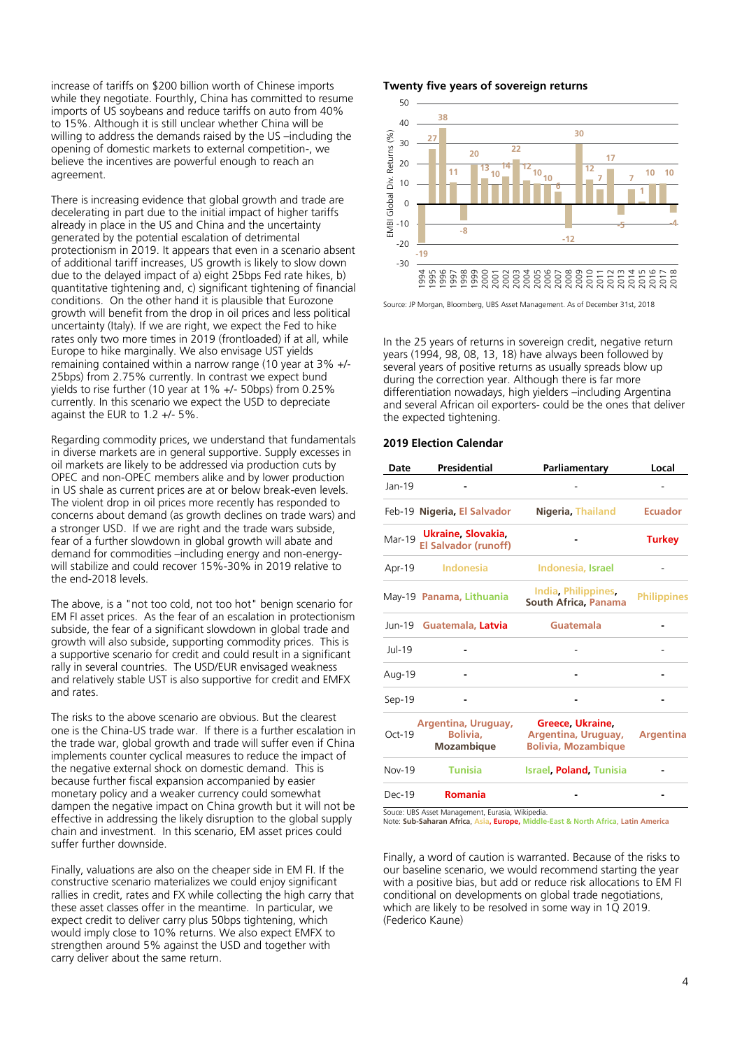increase of tariffs on $200 billion worth of Chinese imports while they negotiate. Fourthly, China has committed to resume imports of US soybeans and reduce tariffs on auto from 40% to 15%. Although it is still unclear whether China will be willing to address the demands raised by the US –including the opening of domestic markets to external competition-, we believe the incentives are powerful enough to reach an agreement.

There is increasing evidence that global growth and trade are decelerating in part due to the initial impact of higher tariffs already in place in the US and China and the uncertainty generated by the potential escalation of detrimental protectionism in 2019. It appears that even in a scenario absent of additional tariff increases, US growth is likely to slow down due to the delayed impact of a) eight 25bps Fed rate hikes, b) quantitative tightening and, c) significant tightening of financial conditions. On the other hand it is plausible that Eurozone growth will benefit from the drop in oil prices and less political uncertainty (Italy). If we are right, we expect the Fed to hike rates only two more times in 2019 (frontloaded) if at all, while Europe to hike marginally. We also envisage UST yields remaining contained within a narrow range (10 year at 3% +/- 25bps) from 2.75% currently. In contrast we expect bund yields to rise further (10 year at 1% +/- 50bps) from 0.25% currently. In this scenario we expect the USD to depreciate against the EUR to 1.2 +/- 5%.

Regarding commodity prices, we understand that fundamentals in diverse markets are in general supportive. Supply excesses in oil markets are likely to be addressed via production cuts by OPEC and non-OPEC members alike and by lower production in US shale as current prices are at or below break-even levels. The violent drop in oil prices more recently has responded to concerns about demand (as growth declines on trade wars) and a stronger USD. If we are right and the trade wars subside, fear of a further slowdown in global growth will abate and demand for commodities –including energy and non-energy- will stabilize and could recover 15%-30% in 2019 relative to the end-2018 levels.

The above, is a "not too cold, not too hot" benign scenario for EM FI asset prices. As the fear of an escalation in protectionism subside, the fear of a significant slowdown in global trade and growth will also subside, supporting commodity prices. This is a supportive scenario for credit and could result in a significant rally in several countries. The USD/EUR envisaged weakness and relatively stable UST is also supportive for credit and EMFX and rates.

The risks to the above scenario are obvious. But the clearest one is the China-US trade war. If there is a further escalation in the trade war, global growth and trade will suffer even if China implements counter cyclical measures to reduce the impact of the negative external shock on domestic demand. This is because further fiscal expansion accompanied by easier monetary policy and a weaker currency could somewhat dampen the negative impact on China growth but it will not be effective in addressing the likely disruption to the global supply chain and investment. In this scenario, EM asset prices could suffer further downside.

Finally, valuations are also on the cheaper side in EM FI. If the constructive scenario materializes we could enjoy significant rallies in credit, rates and FX while collecting the high carry that these asset classes offer in the meantime. In particular, we expect credit to deliver carry plus 50bps tightening, which would imply close to 10% returns. We also expect EMFX to strengthen around 5% against the USD and together with carry deliver about the same return.

**Twenty five years of sovereign returns**

| Year | EMBI Global Div. Returns (%) |
|---|---|
| 1994 | -19 |
| 1995 | 27 |
| 1996 | 38 |
| 1997 | 11 |
| 1998 | -8 |
| 1999 | 20 |
| 2000 | 13 |
| 2001 | 10 |
| 2002 | 14 |
| 2003 | 22 |
| 2004 | 12 |
| 2005 | 10 |
| 2006 | 10 |
| 2007 | 6 |
| 2008 | -12 |
| 2009 | 30 |
| 2010 | 12 |
| 2011 | 7 |
| 2012 | 17 |
| 2013 | -5 |
| 2014 | 7 |
| 2015 | 1 |
| 2016 | 10 |
| 2017 | 10 |
| 2018 | -4 |

Source: JP Morgan, Bloomberg, UBS Asset Management. As of December 31st, 2018

In the 25 years of returns in sovereign credit, negative return years (1994, 98, 08, 13, 18) have always been followed by several years of positive returns as usually spreads blow up during the correction year. Although there is far more differentiation nowadays, high yielders –including Argentina and several African oil exporters- could be the ones that deliver the expected tightening.

**2019 Election Calendar**

| Date | Presidential | Parliamentary | Local |
|---|---|---|---|
| Jan-19 | - | - | - |
| Feb-19 | Nigeria, El Salvador | Nigeria, Thailand | Ecuador |
| Mar-19 | Ukraine, Slovakia, El Salvador (runoff) | - | Turkey |
| Apr-19 | Indonesia | Indonesia, Israel | - |
| May-19 | Panama, Lithuania | India, Philippines, South Africa, Panama | Philippines |
| Jun-19 | Guatemala, Latvia | Guatemala | - |
| Jul-19 | - | - | - |
| Aug-19 | - | - | - |
| Sep-19 | - | - | - |
| Oct-19 | Argentina, Uruguay, Bolivia, Mozambique | Greece, Ukraine, Argentina, Uruguay, Bolivia, Mozambique | Argentina |
| Nov-19 | Tunisia | Israel, Poland, Tunisia | - |
| Dec-19 | Romania | - | - |

Souce: UBS Asset Management, Eurasia, Wikipedia.
Note: Sub-Saharan Africa, Asia, Europe, Middle-East & North Africa, Latin America

Finally, a word of caution is warranted. Because of the risks to our baseline scenario, we would recommend starting the year with a positive bias, but add or reduce risk allocations to EM FI conditional on developments on global trade negotiations, which are likely to be resolved in some way in 1Q 2019. (Federico Kaune)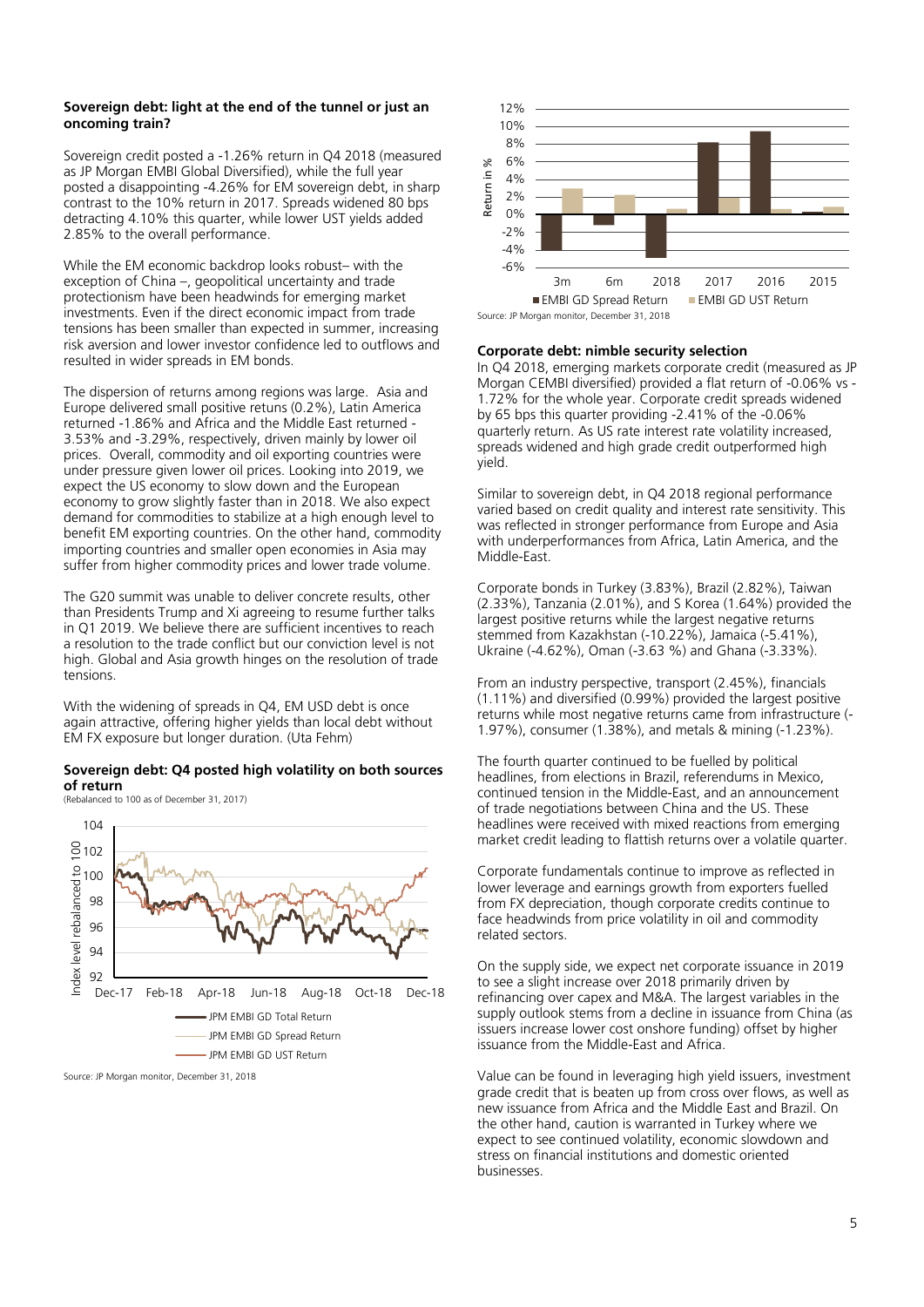### Sovereign debt: light at the end of the tunnel or just an oncoming train?

Sovereign credit posted a -1.26% return in Q4 2018 (measured as JP Morgan EMBI Global Diversified), while the full year posted a disappointing -4.26% for EM sovereign debt, in sharp contrast to the 10% return in 2017. Spreads widened 80 bps detracting 4.10% this quarter, while lower UST yields added 2.85% to the overall performance.

While the EM economic backdrop looks robust– with the exception of China –, geopolitical uncertainty and trade protectionism have been headwinds for emerging market investments. Even if the direct economic impact from trade tensions has been smaller than expected in summer, increasing risk aversion and lower investor confidence led to outflows and resulted in wider spreads in EM bonds.

The dispersion of returns among regions was large. Asia and Europe delivered small positive retuns (0.2%), Latin America returned -1.86% and Africa and the Middle East returned -3.53% and -3.29%, respectively, driven mainly by lower oil prices. Overall, commodity and oil exporting countries were under pressure given lower oil prices. Looking into 2019, we expect the US economy to slow down and the European economy to grow slightly faster than in 2018. We also expect demand for commodities to stabilize at a high enough level to benefit EM exporting countries. On the other hand, commodity importing countries and smaller open economies in Asia may suffer from higher commodity prices and lower trade volume.

The G20 summit was unable to deliver concrete results, other than Presidents Trump and Xi agreeing to resume further talks in Q1 2019. We believe there are sufficient incentives to reach a resolution to the trade conflict but our conviction level is not high. Global and Asia growth hinges on the resolution of trade tensions.

With the widening of spreads in Q4, EM USD debt is once again attractive, offering higher yields than local debt without EM FX exposure but longer duration. (Uta Fehm)

**Sovereign debt: Q4 posted high volatility on both sources of return**
(Rebalanced to 100 as of December 31, 2017)

Source: JP Morgan monitor, December 31, 2018

Source: JP Morgan monitor, December 31, 2018

### Corporate debt: nimble security selection

In Q4 2018, emerging markets corporate credit (measured as JP Morgan CEMBI diversified) provided a flat return of -0.06% vs -1.72% for the whole year. Corporate credit spreads widened by 65 bps this quarter providing -2.41% of the -0.06% quarterly return. As US rate interest rate volatility increased, spreads widened and high grade credit outperformed high yield.

Similar to sovereign debt, in Q4 2018 regional performance varied based on credit quality and interest rate sensitivity. This was reflected in stronger performance from Europe and Asia with underperformances from Africa, Latin America, and the Middle-East.

Corporate bonds in Turkey (3.83%), Brazil (2.82%), Taiwan (2.33%), Tanzania (2.01%), and S Korea (1.64%) provided the largest positive returns while the largest negative returns stemmed from Kazakhstan (-10.22%), Jamaica (-5.41%), Ukraine (-4.62%), Oman (-3.63 %) and Ghana (-3.33%).

From an industry perspective, transport (2.45%), financials (1.11%) and diversified (0.99%) provided the largest positive returns while most negative returns came from infrastructure (-1.97%), consumer (1.38%), and metals & mining (-1.23%).

The fourth quarter continued to be fuelled by political headlines, from elections in Brazil, referendums in Mexico, continued tension in the Middle-East, and an announcement of trade negotiations between China and the US. These headlines were received with mixed reactions from emerging market credit leading to flattish returns over a volatile quarter.

Corporate fundamentals continue to improve as reflected in lower leverage and earnings growth from exporters fuelled from FX depreciation, though corporate credits continue to face headwinds from price volatility in oil and commodity related sectors.

On the supply side, we expect net corporate issuance in 2019 to see a slight increase over 2018 primarily driven by refinancing over capex and M&A. The largest variables in the supply outlook stems from a decline in issuance from China (as issuers increase lower cost onshore funding) offset by higher issuance from the Middle-East and Africa.

Value can be found in leveraging high yield issuers, investment grade credit that is beaten up from cross over flows, as well as new issuance from Africa and the Middle East and Brazil. On the other hand, caution is warranted in Turkey where we expect to see continued volatility, economic slowdown and stress on financial institutions and domestic oriented businesses.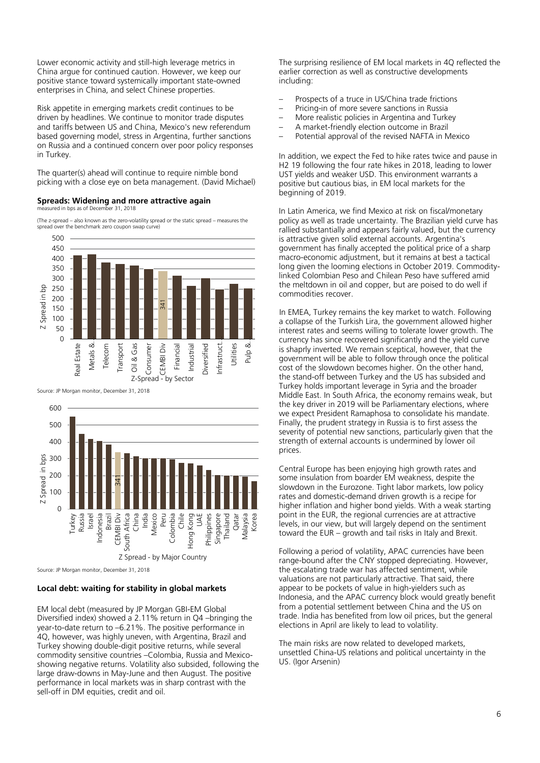Lower economic activity and still-high leverage metrics in China argue for continued caution. However, we keep our positive stance toward systemically important state-owned enterprises in China, and select Chinese properties.

Risk appetite in emerging markets credit continues to be driven by headlines. We continue to monitor trade disputes and tariffs between US and China, Mexico's new referendum based governing model, stress in Argentina, further sanctions on Russia and a continued concern over poor policy responses in Turkey.

The quarter(s) ahead will continue to require nimble bond picking with a close eye on beta management. (David Michael)

**Spreads: Widening and more attractive again**
measured in bps as of December 31, 2018

(The z-spread – also known as the zero-volatility spread or the static spread – measures the spread over the benchmark zero coupon swap curve)

Source: JP Morgan monitor, December 31, 2018

Source: JP Morgan monitor, December 31, 2018

### Local debt: waiting for stability in global markets

EM local debt (measured by JP Morgan GBI-EM Global Diversified index) showed a 2.11% return in Q4 –bringing the year-to-date return to –6.21%. The positive performance in 4Q, however, was highly uneven, with Argentina, Brazil and Turkey showing double-digit positive returns, while several commodity sensitive countries –Colombia, Russia and Mexico- showing negative returns. Volatility also subsided, following the large draw-downs in May-June and then August. The positive performance in local markets was in sharp contrast with the sell-off in DM equities, credit and oil.

The surprising resilience of EM local markets in 4Q reflected the earlier correction as well as constructive developments including:

- Prospects of a truce in US/China trade frictions
- Pricing-in of more severe sanctions in Russia
- More realistic policies in Argentina and Turkey
- A market-friendly election outcome in Brazil
- Potential approval of the revised NAFTA in Mexico

In addition, we expect the Fed to hike rates twice and pause in H2 19 following the four rate hikes in 2018, leading to lower UST yields and weaker USD. This environment warrants a positive but cautious bias, in EM local markets for the beginning of 2019.

In Latin America, we find Mexico at risk on fiscal/monetary policy as well as trade uncertainty. The Brazilian yield curve has rallied substantially and appears fairly valued, but the currency is attractive given solid external accounts. Argentina's government has finally accepted the political price of a sharp macro-economic adjustment, but it remains at best a tactical long given the looming elections in October 2019. Commodity-linked Colombian Peso and Chilean Peso have suffered amid the meltdown in oil and copper, but are poised to do well if commodities recover.

In EMEA, Turkey remains the key market to watch. Following a collapse of the Turkish Lira, the government allowed higher interest rates and seems willing to tolerate lower growth. The currency has since recovered significantly and the yield curve is sharply inverted. We remain sceptical, however, that the government will be able to follow through once the political cost of the slowdown becomes higher. On the other hand, the stand-off between Turkey and the US has subsided and Turkey holds important leverage in Syria and the broader Middle East. In South Africa, the economy remains weak, but the key driver in 2019 will be Parliamentary elections, where we expect President Ramaphosa to consolidate his mandate. Finally, the prudent strategy in Russia is to first assess the severity of potential new sanctions, particularly given that the strength of external accounts is undermined by lower oil prices.

Central Europe has been enjoying high growth rates and some insulation from boarder EM weakness, despite the slowdown in the Eurozone. Tight labor markets, low policy rates and domestic-demand driven growth is a recipe for higher inflation and higher bond yields. With a weak starting point in the EUR, the regional currencies are at attractive levels, in our view, but will largely depend on the sentiment toward the EUR – growth and tail risks in Italy and Brexit.

Following a period of volatility, APAC currencies have been range-bound after the CNY stopped depreciating. However, the escalating trade war has affected sentiment, while valuations are not particularly attractive. That said, there appear to be pockets of value in high-yielders such as Indonesia, and the APAC currency block would greatly benefit from a potential settlement between China and the US on trade. India has benefited from low oil prices, but the general elections in April are likely to lead to volatility.

The main risks are now related to developed markets, unsettled China-US relations and political uncertainty in the US. (Igor Arsenin)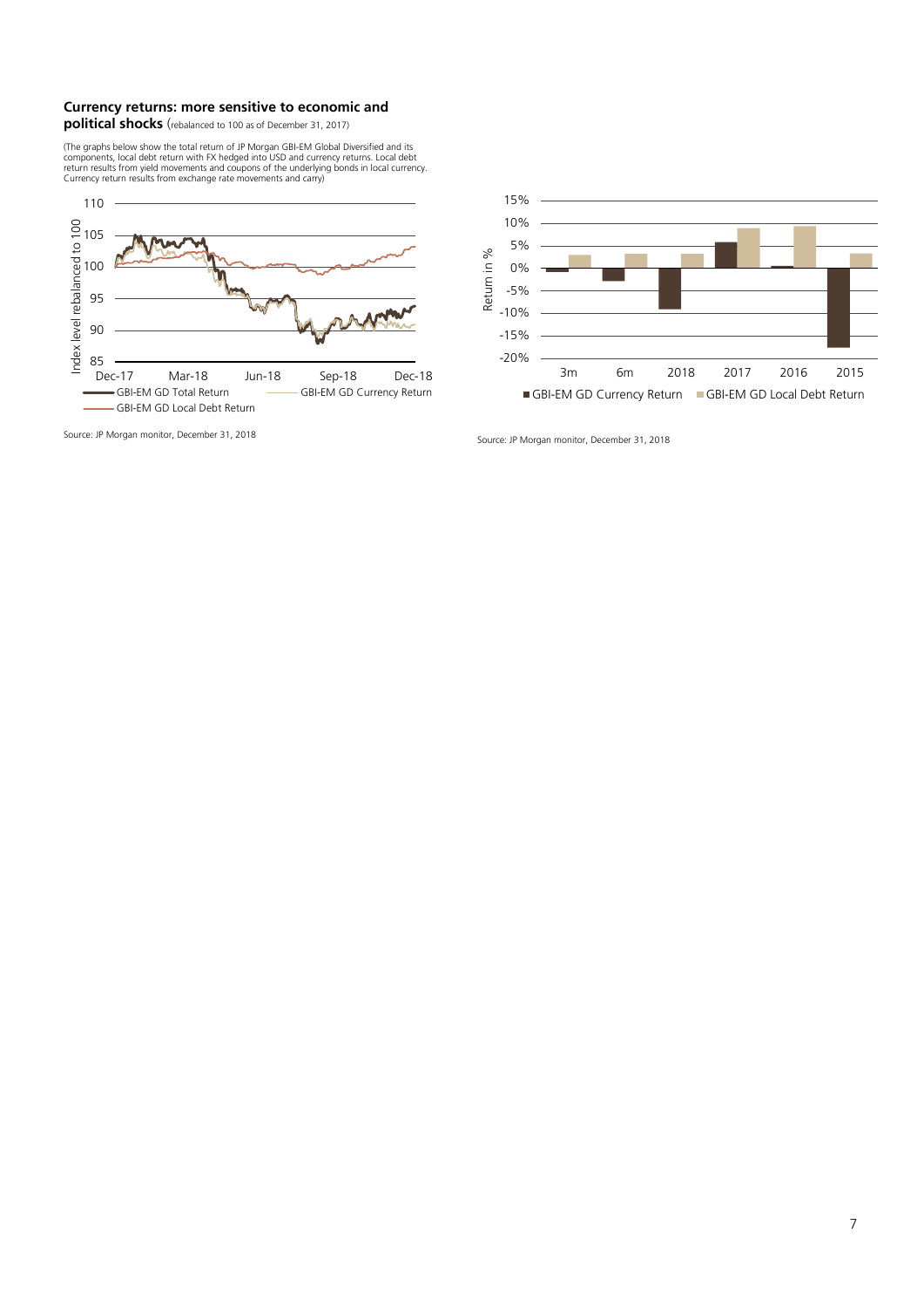**Currency returns: more sensitive to economic and political shocks** (rebalanced to 100 as of December 31, 2017)

(The graphs below show the total return of JP Morgan GBI-EM Global Diversified and its components, local debt return with FX hedged into USD and currency returns. Local debt return results from yield movements and coupons of the underlying bonds in local currency. Currency return results from exchange rate movements and carry)

Source: JP Morgan monitor, December 31, 2018

Source: JP Morgan monitor, December 31, 2018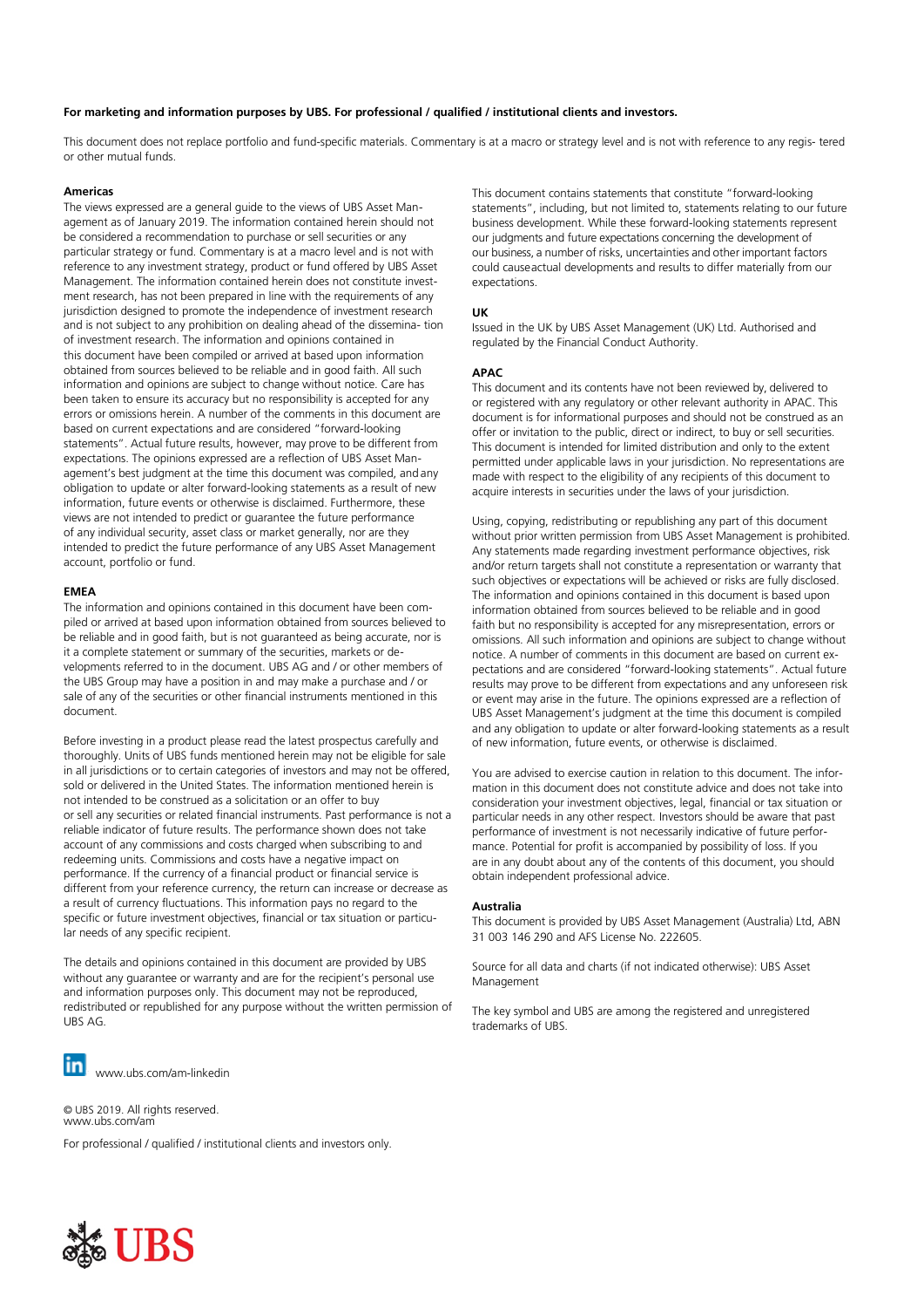**For marketing and information purposes by UBS. For professional / qualified / institutional clients and investors.**

This document does not replace portfolio and fund-specific materials. Commentary is at a macro or strategy level and is not with reference to any regis- tered or other mutual funds.

**Americas**

The views expressed are a general guide to the views of UBS Asset Management as of January 2019. The information contained herein should not be considered a recommendation to purchase or sell securities or any particular strategy or fund. Commentary is at a macro level and is not with reference to any investment strategy, product or fund offered by UBS Asset Management. The information contained herein does not constitute investment research, has not been prepared in line with the requirements of any jurisdiction designed to promote the independence of investment research and is not subject to any prohibition on dealing ahead of the dissemina- tion of investment research. The information and opinions contained in this document have been compiled or arrived at based upon information obtained from sources believed to be reliable and in good faith. All such information and opinions are subject to change without notice. Care has been taken to ensure its accuracy but no responsibility is accepted for any errors or omissions herein. A number of the comments in this document are based on current expectations and are considered "forward-looking statements". Actual future results, however, may prove to be different from expectations. The opinions expressed are a reflection of UBS Asset Management's best judgment at the time this document was compiled, and any obligation to update or alter forward-looking statements as a result of new information, future events or otherwise is disclaimed. Furthermore, these views are not intended to predict or guarantee the future performance of any individual security, asset class or market generally, nor are they intended to predict the future performance of any UBS Asset Management account, portfolio or fund.

**EMEA**

The information and opinions contained in this document have been compiled or arrived at based upon information obtained from sources believed to be reliable and in good faith, but is not guaranteed as being accurate, nor is it a complete statement or summary of the securities, markets or developments referred to in the document. UBS AG and / or other members of the UBS Group may have a position in and may make a purchase and / or sale of any of the securities or other financial instruments mentioned in this document.

Before investing in a product please read the latest prospectus carefully and thoroughly. Units of UBS funds mentioned herein may not be eligible for sale in all jurisdictions or to certain categories of investors and may not be offered, sold or delivered in the United States. The information mentioned herein is not intended to be construed as a solicitation or an offer to buy or sell any securities or related financial instruments. Past performance is not a reliable indicator of future results. The performance shown does not take account of any commissions and costs charged when subscribing to and redeeming units. Commissions and costs have a negative impact on performance. If the currency of a financial product or financial service is different from your reference currency, the return can increase or decrease as a result of currency fluctuations. This information pays no regard to the specific or future investment objectives, financial or tax situation or particular needs of any specific recipient.

The details and opinions contained in this document are provided by UBS without any guarantee or warranty and are for the recipient's personal use and information purposes only. This document may not be reproduced, redistributed or republished for any purpose without the written permission of UBS AG.

This document contains statements that constitute "forward-looking statements", including, but not limited to, statements relating to our future business development. While these forward-looking statements represent our judgments and future expectations concerning the development of our business, a number of risks, uncertainties and other important factors could cause actual developments and results to differ materially from our expectations.

**UK**

Issued in the UK by UBS Asset Management (UK) Ltd. Authorised and regulated by the Financial Conduct Authority.

**APAC**

This document and its contents have not been reviewed by, delivered to or registered with any regulatory or other relevant authority in APAC. This document is for informational purposes and should not be construed as an offer or invitation to the public, direct or indirect, to buy or sell securities. This document is intended for limited distribution and only to the extent permitted under applicable laws in your jurisdiction. No representations are made with respect to the eligibility of any recipients of this document to acquire interests in securities under the laws of your jurisdiction.

Using, copying, redistributing or republishing any part of this document without prior written permission from UBS Asset Management is prohibited. Any statements made regarding investment performance objectives, risk and/or return targets shall not constitute a representation or warranty that such objectives or expectations will be achieved or risks are fully disclosed. The information and opinions contained in this document is based upon information obtained from sources believed to be reliable and in good faith but no responsibility is accepted for any misrepresentation, errors or omissions. All such information and opinions are subject to change without notice. A number of comments in this document are based on current expectations and are considered "forward-looking statements". Actual future results may prove to be different from expectations and any unforeseen risk or event may arise in the future. The opinions expressed are a reflection of UBS Asset Management's judgment at the time this document is compiled and any obligation to update or alter forward-looking statements as a result of new information, future events, or otherwise is disclaimed.

You are advised to exercise caution in relation to this document. The information in this document does not constitute advice and does not take into consideration your investment objectives, legal, financial or tax situation or particular needs in any other respect. Investors should be aware that past performance of investment is not necessarily indicative of future performance. Potential for profit is accompanied by possibility of loss. If you are in any doubt about any of the contents of this document, you should obtain independent professional advice.

**Australia**

This document is provided by UBS Asset Management (Australia) Ltd, ABN 31 003 146 290 and AFS License No. 222605.

Source for all data and charts (if not indicated otherwise): UBS Asset Management

The key symbol and UBS are among the registered and unregistered trademarks of UBS.

www.ubs.com/am-linkedin

© UBS 2019. All rights reserved.
www.ubs.com/am

For professional / qualified / institutional clients and investors only.

UBS